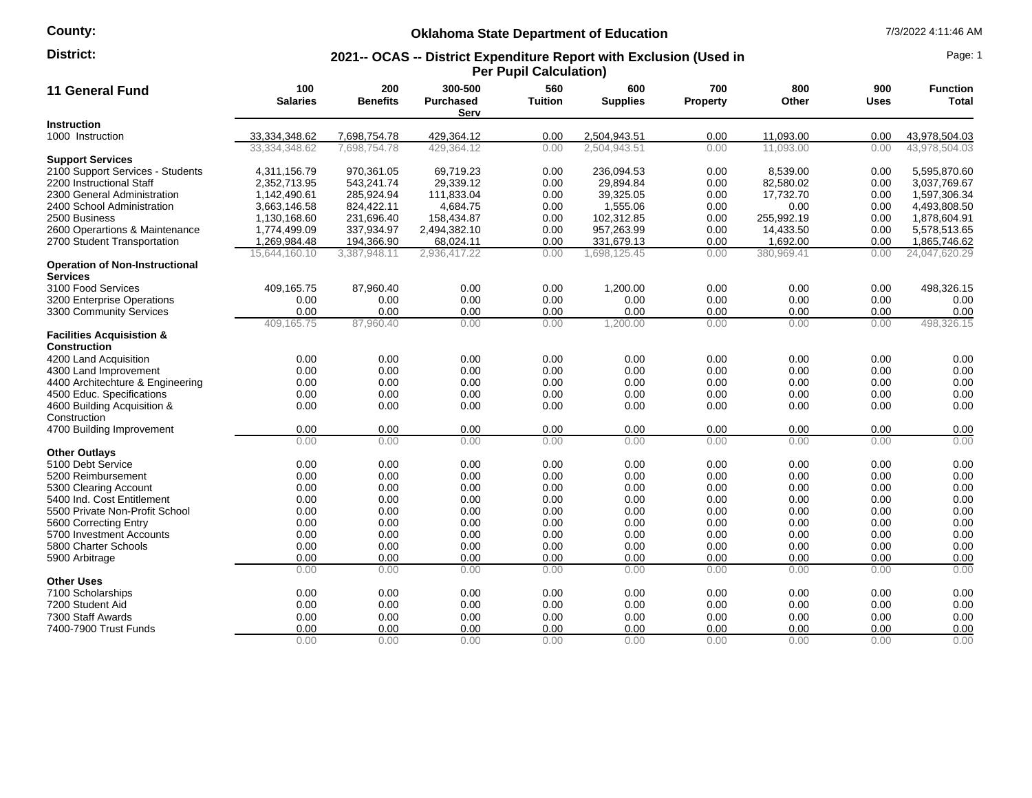County:

District:

# Oklahoma State Department of Education

7/3/2022 4:11:46 AM

## 2021-- OCAS -- District Expenditure Report with Exclusion (Used in Per Pupil Calculation)

| 11 General Fund | 100 Salaries | 200 Benefits | 300-500 Purchased Serv | 560 Tuition | 600 Supplies | 700 Property | 800 Other | 900 Uses | Function Total |
|---|---|---|---|---|---|---|---|---|---|
| **Instruction** | | | | | | | | | |
| 1000 Instruction | 33,334,348.62 | 7,698,754.78 | 429,364.12 | 0.00 | 2,504,943.51 | 0.00 | 11,093.00 | 0.00 | 43,978,504.03 |
| | 33,334,348.62 | 7,698,754.78 | 429,364.12 | 0.00 | 2,504,943.51 | 0.00 | 11,093.00 | 0.00 | 43,978,504.03 |
| **Support Services** | | | | | | | | | |
| 2100 Support Services - Students | 4,311,156.79 | 970,361.05 | 69,719.23 | 0.00 | 236,094.53 | 0.00 | 8,539.00 | 0.00 | 5,595,870.60 |
| 2200 Instructional Staff | 2,352,713.95 | 543,241.74 | 29,339.12 | 0.00 | 29,894.84 | 0.00 | 82,580.02 | 0.00 | 3,037,769.67 |
| 2300 General Administration | 1,142,490.61 | 285,924.94 | 111,833.04 | 0.00 | 39,325.05 | 0.00 | 17,732.70 | 0.00 | 1,597,306.34 |
| 2400 School Administration | 3,663,146.58 | 824,422.11 | 4,684.75 | 0.00 | 1,555.06 | 0.00 | 0.00 | 0.00 | 4,493,808.50 |
| 2500 Business | 1,130,168.60 | 231,696.40 | 158,434.87 | 0.00 | 102,312.85 | 0.00 | 255,992.19 | 0.00 | 1,878,604.91 |
| 2600 Operartions & Maintenance | 1,774,499.09 | 337,934.97 | 2,494,382.10 | 0.00 | 957,263.99 | 0.00 | 14,433.50 | 0.00 | 5,578,513.65 |
| 2700 Student Transportation | 1,269,984.48 | 194,366.90 | 68,024.11 | 0.00 | 331,679.13 | 0.00 | 1,692.00 | 0.00 | 1,865,746.62 |
| | 15,644,160.10 | 3,387,948.11 | 2,936,417.22 | 0.00 | 1,698,125.45 | 0.00 | 380,969.41 | 0.00 | 24,047,620.29 |
| **Operation of Non-Instructional Services** | | | | | | | | | |
| 3100 Food Services | 409,165.75 | 87,960.40 | 0.00 | 0.00 | 1,200.00 | 0.00 | 0.00 | 0.00 | 498,326.15 |
| 3200 Enterprise Operations | 0.00 | 0.00 | 0.00 | 0.00 | 0.00 | 0.00 | 0.00 | 0.00 | 0.00 |
| 3300 Community Services | 0.00 | 0.00 | 0.00 | 0.00 | 0.00 | 0.00 | 0.00 | 0.00 | 0.00 |
| | 409,165.75 | 87,960.40 | 0.00 | 0.00 | 1,200.00 | 0.00 | 0.00 | 0.00 | 498,326.15 |
| **Facilities Acquisistion & Construction** | | | | | | | | | |
| 4200 Land Acquisition | 0.00 | 0.00 | 0.00 | 0.00 | 0.00 | 0.00 | 0.00 | 0.00 | 0.00 |
| 4300 Land Improvement | 0.00 | 0.00 | 0.00 | 0.00 | 0.00 | 0.00 | 0.00 | 0.00 | 0.00 |
| 4400 Architechture & Engineering | 0.00 | 0.00 | 0.00 | 0.00 | 0.00 | 0.00 | 0.00 | 0.00 | 0.00 |
| 4500 Educ. Specifications | 0.00 | 0.00 | 0.00 | 0.00 | 0.00 | 0.00 | 0.00 | 0.00 | 0.00 |
| 4600 Building Acquisition & Construction | 0.00 | 0.00 | 0.00 | 0.00 | 0.00 | 0.00 | 0.00 | 0.00 | 0.00 |
| 4700 Building Improvement | 0.00 | 0.00 | 0.00 | 0.00 | 0.00 | 0.00 | 0.00 | 0.00 | 0.00 |
| | 0.00 | 0.00 | 0.00 | 0.00 | 0.00 | 0.00 | 0.00 | 0.00 | 0.00 |
| **Other Outlays** | | | | | | | | | |
| 5100 Debt Service | 0.00 | 0.00 | 0.00 | 0.00 | 0.00 | 0.00 | 0.00 | 0.00 | 0.00 |
| 5200 Reimbursement | 0.00 | 0.00 | 0.00 | 0.00 | 0.00 | 0.00 | 0.00 | 0.00 | 0.00 |
| 5300 Clearing Account | 0.00 | 0.00 | 0.00 | 0.00 | 0.00 | 0.00 | 0.00 | 0.00 | 0.00 |
| 5400 Ind. Cost Entitlement | 0.00 | 0.00 | 0.00 | 0.00 | 0.00 | 0.00 | 0.00 | 0.00 | 0.00 |
| 5500 Private Non-Profit School | 0.00 | 0.00 | 0.00 | 0.00 | 0.00 | 0.00 | 0.00 | 0.00 | 0.00 |
| 5600 Correcting Entry | 0.00 | 0.00 | 0.00 | 0.00 | 0.00 | 0.00 | 0.00 | 0.00 | 0.00 |
| 5700 Investment Accounts | 0.00 | 0.00 | 0.00 | 0.00 | 0.00 | 0.00 | 0.00 | 0.00 | 0.00 |
| 5800 Charter Schools | 0.00 | 0.00 | 0.00 | 0.00 | 0.00 | 0.00 | 0.00 | 0.00 | 0.00 |
| 5900 Arbitrage | 0.00 | 0.00 | 0.00 | 0.00 | 0.00 | 0.00 | 0.00 | 0.00 | 0.00 |
| | 0.00 | 0.00 | 0.00 | 0.00 | 0.00 | 0.00 | 0.00 | 0.00 | 0.00 |
| **Other Uses** | | | | | | | | | |
| 7100 Scholarships | 0.00 | 0.00 | 0.00 | 0.00 | 0.00 | 0.00 | 0.00 | 0.00 | 0.00 |
| 7200 Student Aid | 0.00 | 0.00 | 0.00 | 0.00 | 0.00 | 0.00 | 0.00 | 0.00 | 0.00 |
| 7300 Staff Awards | 0.00 | 0.00 | 0.00 | 0.00 | 0.00 | 0.00 | 0.00 | 0.00 | 0.00 |
| 7400-7900 Trust Funds | 0.00 | 0.00 | 0.00 | 0.00 | 0.00 | 0.00 | 0.00 | 0.00 | 0.00 |
| | 0.00 | 0.00 | 0.00 | 0.00 | 0.00 | 0.00 | 0.00 | 0.00 | 0.00 |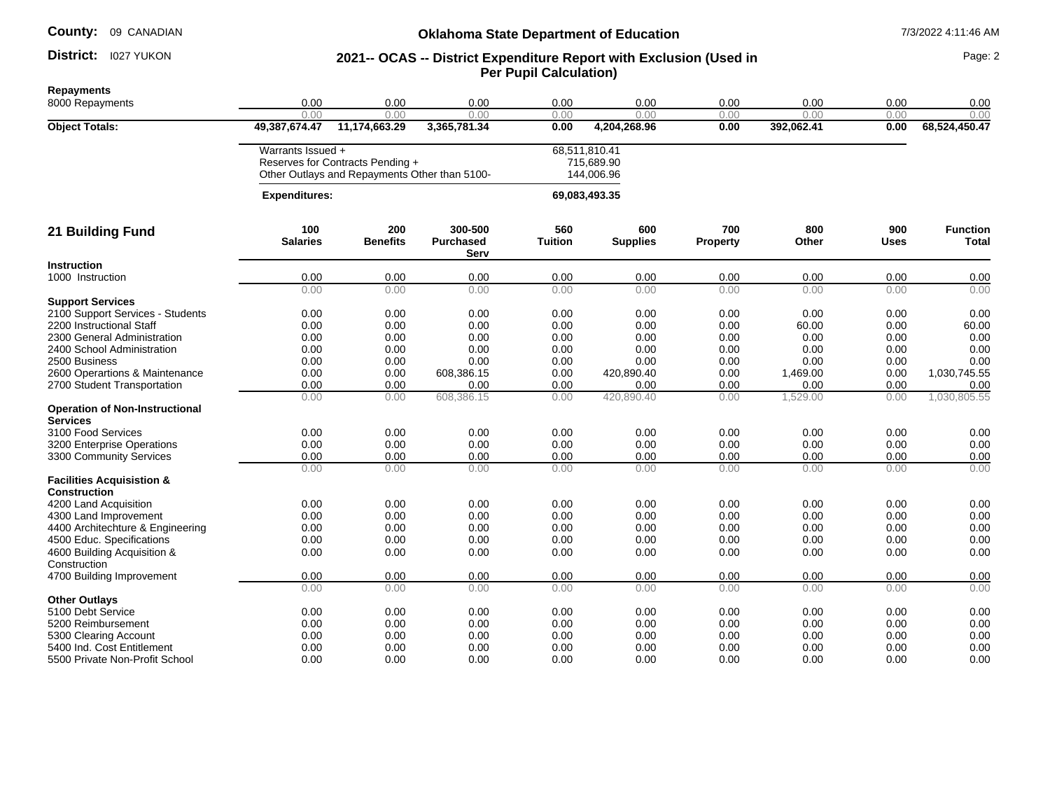**County:** 09 CANADIAN

**District:** I027 YUKON

## Oklahoma State Department of Education

### 2021-- OCAS -- District Expenditure Report with Exclusion (Used in Per Pupil Calculation)

| | | | | | | | | | |
|---|---|---|---|---|---|---|---|---|---|
| **Repayments** | | | | | | | | | |
| 8000 Repayments | 0.00 | 0.00 | 0.00 | 0.00 | 0.00 | 0.00 | 0.00 | 0.00 | 0.00 |
| | 0.00 | 0.00 | 0.00 | 0.00 | 0.00 | 0.00 | 0.00 | 0.00 | 0.00 |
| **Object Totals:** | **49,387,674.47** | **11,174,663.29** | **3,365,781.34** | **0.00** | **4,204,268.96** | **0.00** | **392,062.41** | **0.00** | **68,524,450.47** |

| | |
|---|---|
| Warrants Issued + | 68,511,810.41 |
| Reserves for Contracts Pending + | 715,689.90 |
| Other Outlays and Repayments Other than 5100- | 144,006.96 |
| **Expenditures:** | **69,083,493.35** |

| 21 Building Fund | 100 Salaries | 200 Benefits | 300-500 Purchased Serv | 560 Tuition | 600 Supplies | 700 Property | 800 Other | 900 Uses | Function Total |
|---|---|---|---|---|---|---|---|---|---|
| **Instruction** | | | | | | | | | |
| 1000 Instruction | 0.00 | 0.00 | 0.00 | 0.00 | 0.00 | 0.00 | 0.00 | 0.00 | 0.00 |
| | 0.00 | 0.00 | 0.00 | 0.00 | 0.00 | 0.00 | 0.00 | 0.00 | 0.00 |
| **Support Services** | | | | | | | | | |
| 2100 Support Services - Students | 0.00 | 0.00 | 0.00 | 0.00 | 0.00 | 0.00 | 0.00 | 0.00 | 0.00 |
| 2200 Instructional Staff | 0.00 | 0.00 | 0.00 | 0.00 | 0.00 | 0.00 | 60.00 | 0.00 | 60.00 |
| 2300 General Administration | 0.00 | 0.00 | 0.00 | 0.00 | 0.00 | 0.00 | 0.00 | 0.00 | 0.00 |
| 2400 School Administration | 0.00 | 0.00 | 0.00 | 0.00 | 0.00 | 0.00 | 0.00 | 0.00 | 0.00 |
| 2500 Business | 0.00 | 0.00 | 0.00 | 0.00 | 0.00 | 0.00 | 0.00 | 0.00 | 0.00 |
| 2600 Operartions & Maintenance | 0.00 | 0.00 | 608,386.15 | 0.00 | 420,890.40 | 0.00 | 1,469.00 | 0.00 | 1,030,745.55 |
| 2700 Student Transportation | 0.00 | 0.00 | 0.00 | 0.00 | 0.00 | 0.00 | 0.00 | 0.00 | 0.00 |
| | 0.00 | 0.00 | 608,386.15 | 0.00 | 420,890.40 | 0.00 | 1,529.00 | 0.00 | 1,030,805.55 |
| **Operation of Non-Instructional Services** | | | | | | | | | |
| 3100 Food Services | 0.00 | 0.00 | 0.00 | 0.00 | 0.00 | 0.00 | 0.00 | 0.00 | 0.00 |
| 3200 Enterprise Operations | 0.00 | 0.00 | 0.00 | 0.00 | 0.00 | 0.00 | 0.00 | 0.00 | 0.00 |
| 3300 Community Services | 0.00 | 0.00 | 0.00 | 0.00 | 0.00 | 0.00 | 0.00 | 0.00 | 0.00 |
| | 0.00 | 0.00 | 0.00 | 0.00 | 0.00 | 0.00 | 0.00 | 0.00 | 0.00 |
| **Facilities Acquisition & Construction** | | | | | | | | | |
| 4200 Land Acquisition | 0.00 | 0.00 | 0.00 | 0.00 | 0.00 | 0.00 | 0.00 | 0.00 | 0.00 |
| 4300 Land Improvement | 0.00 | 0.00 | 0.00 | 0.00 | 0.00 | 0.00 | 0.00 | 0.00 | 0.00 |
| 4400 Architechture & Engineering | 0.00 | 0.00 | 0.00 | 0.00 | 0.00 | 0.00 | 0.00 | 0.00 | 0.00 |
| 4500 Educ. Specifications | 0.00 | 0.00 | 0.00 | 0.00 | 0.00 | 0.00 | 0.00 | 0.00 | 0.00 |
| 4600 Building Acquisition & Construction | 0.00 | 0.00 | 0.00 | 0.00 | 0.00 | 0.00 | 0.00 | 0.00 | 0.00 |
| 4700 Building Improvement | 0.00 | 0.00 | 0.00 | 0.00 | 0.00 | 0.00 | 0.00 | 0.00 | 0.00 |
| | 0.00 | 0.00 | 0.00 | 0.00 | 0.00 | 0.00 | 0.00 | 0.00 | 0.00 |
| **Other Outlays** | | | | | | | | | |
| 5100 Debt Service | 0.00 | 0.00 | 0.00 | 0.00 | 0.00 | 0.00 | 0.00 | 0.00 | 0.00 |
| 5200 Reimbursement | 0.00 | 0.00 | 0.00 | 0.00 | 0.00 | 0.00 | 0.00 | 0.00 | 0.00 |
| 5300 Clearing Account | 0.00 | 0.00 | 0.00 | 0.00 | 0.00 | 0.00 | 0.00 | 0.00 | 0.00 |
| 5400 Ind. Cost Entitlement | 0.00 | 0.00 | 0.00 | 0.00 | 0.00 | 0.00 | 0.00 | 0.00 | 0.00 |
| 5500 Private Non-Profit School | 0.00 | 0.00 | 0.00 | 0.00 | 0.00 | 0.00 | 0.00 | 0.00 | 0.00 |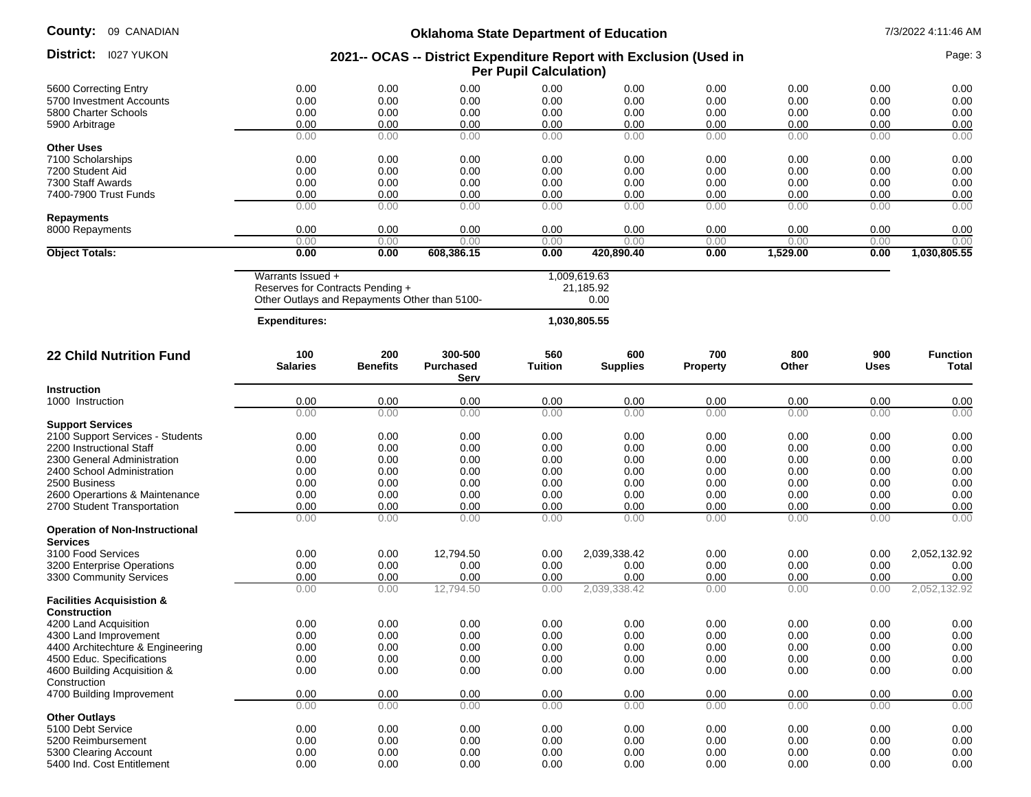| | | | | | | | | | |
|---|---|---|---|---|---|---|---|---|---|
| 5600 Correcting Entry | 0.00 | 0.00 | 0.00 | 0.00 | 0.00 | 0.00 | 0.00 | 0.00 | 0.00 |
| 5700 Investment Accounts | 0.00 | 0.00 | 0.00 | 0.00 | 0.00 | 0.00 | 0.00 | 0.00 | 0.00 |
| 5800 Charter Schools | 0.00 | 0.00 | 0.00 | 0.00 | 0.00 | 0.00 | 0.00 | 0.00 | 0.00 |
| 5900 Arbitrage | 0.00 | 0.00 | 0.00 | 0.00 | 0.00 | 0.00 | 0.00 | 0.00 | 0.00 |
| | 0.00 | 0.00 | 0.00 | 0.00 | 0.00 | 0.00 | 0.00 | 0.00 | 0.00 |
| **Other Uses** | | | | | | | | | |
| 7100 Scholarships | 0.00 | 0.00 | 0.00 | 0.00 | 0.00 | 0.00 | 0.00 | 0.00 | 0.00 |
| 7200 Student Aid | 0.00 | 0.00 | 0.00 | 0.00 | 0.00 | 0.00 | 0.00 | 0.00 | 0.00 |
| 7300 Staff Awards | 0.00 | 0.00 | 0.00 | 0.00 | 0.00 | 0.00 | 0.00 | 0.00 | 0.00 |
| 7400-7900 Trust Funds | 0.00 | 0.00 | 0.00 | 0.00 | 0.00 | 0.00 | 0.00 | 0.00 | 0.00 |
| | 0.00 | 0.00 | 0.00 | 0.00 | 0.00 | 0.00 | 0.00 | 0.00 | 0.00 |
| **Repayments** | | | | | | | | | |
| 8000 Repayments | 0.00 | 0.00 | 0.00 | 0.00 | 0.00 | 0.00 | 0.00 | 0.00 | 0.00 |
| | 0.00 | 0.00 | 0.00 | 0.00 | 0.00 | 0.00 | 0.00 | 0.00 | 0.00 |
| **Object Totals:** | **0.00** | **0.00** | **608,386.15** | **0.00** | **420,890.40** | **0.00** | **1,529.00** | **0.00** | **1,030,805.55** |

| | |
|---|---|
| Warrants Issued + | 1,009,619.63 |
| Reserves for Contracts Pending + | 21,185.92 |
| Other Outlays and Repayments Other than 5100- | 0.00 |
| **Expenditures:** | **1,030,805.55** |

## 22 Child Nutrition Fund

| | 100 Salaries | 200 Benefits | 300-500 Purchased Serv | 560 Tuition | 600 Supplies | 700 Property | 800 Other | 900 Uses | Function Total |
|---|---|---|---|---|---|---|---|---|---|
| **Instruction** | | | | | | | | | |
| 1000 Instruction | 0.00 | 0.00 | 0.00 | 0.00 | 0.00 | 0.00 | 0.00 | 0.00 | 0.00 |
| | 0.00 | 0.00 | 0.00 | 0.00 | 0.00 | 0.00 | 0.00 | 0.00 | 0.00 |
| **Support Services** | | | | | | | | | |
| 2100 Support Services - Students | 0.00 | 0.00 | 0.00 | 0.00 | 0.00 | 0.00 | 0.00 | 0.00 | 0.00 |
| 2200 Instructional Staff | 0.00 | 0.00 | 0.00 | 0.00 | 0.00 | 0.00 | 0.00 | 0.00 | 0.00 |
| 2300 General Administration | 0.00 | 0.00 | 0.00 | 0.00 | 0.00 | 0.00 | 0.00 | 0.00 | 0.00 |
| 2400 School Administration | 0.00 | 0.00 | 0.00 | 0.00 | 0.00 | 0.00 | 0.00 | 0.00 | 0.00 |
| 2500 Business | 0.00 | 0.00 | 0.00 | 0.00 | 0.00 | 0.00 | 0.00 | 0.00 | 0.00 |
| 2600 Operartions & Maintenance | 0.00 | 0.00 | 0.00 | 0.00 | 0.00 | 0.00 | 0.00 | 0.00 | 0.00 |
| 2700 Student Transportation | 0.00 | 0.00 | 0.00 | 0.00 | 0.00 | 0.00 | 0.00 | 0.00 | 0.00 |
| | 0.00 | 0.00 | 0.00 | 0.00 | 0.00 | 0.00 | 0.00 | 0.00 | 0.00 |
| **Operation of Non-Instructional Services** | | | | | | | | | |
| 3100 Food Services | 0.00 | 0.00 | 12,794.50 | 0.00 | 2,039,338.42 | 0.00 | 0.00 | 0.00 | 2,052,132.92 |
| 3200 Enterprise Operations | 0.00 | 0.00 | 0.00 | 0.00 | 0.00 | 0.00 | 0.00 | 0.00 | 0.00 |
| 3300 Community Services | 0.00 | 0.00 | 0.00 | 0.00 | 0.00 | 0.00 | 0.00 | 0.00 | 0.00 |
| | 0.00 | 0.00 | 12,794.50 | 0.00 | 2,039,338.42 | 0.00 | 0.00 | 0.00 | 2,052,132.92 |
| **Facilities Acquisistion & Construction** | | | | | | | | | |
| 4200 Land Acquisition | 0.00 | 0.00 | 0.00 | 0.00 | 0.00 | 0.00 | 0.00 | 0.00 | 0.00 |
| 4300 Land Improvement | 0.00 | 0.00 | 0.00 | 0.00 | 0.00 | 0.00 | 0.00 | 0.00 | 0.00 |
| 4400 Architechture & Engineering | 0.00 | 0.00 | 0.00 | 0.00 | 0.00 | 0.00 | 0.00 | 0.00 | 0.00 |
| 4500 Educ. Specifications | 0.00 | 0.00 | 0.00 | 0.00 | 0.00 | 0.00 | 0.00 | 0.00 | 0.00 |
| 4600 Building Acquisition & Construction | 0.00 | 0.00 | 0.00 | 0.00 | 0.00 | 0.00 | 0.00 | 0.00 | 0.00 |
| 4700 Building Improvement | 0.00 | 0.00 | 0.00 | 0.00 | 0.00 | 0.00 | 0.00 | 0.00 | 0.00 |
| | 0.00 | 0.00 | 0.00 | 0.00 | 0.00 | 0.00 | 0.00 | 0.00 | 0.00 |
| **Other Outlays** | | | | | | | | | |
| 5100 Debt Service | 0.00 | 0.00 | 0.00 | 0.00 | 0.00 | 0.00 | 0.00 | 0.00 | 0.00 |
| 5200 Reimbursement | 0.00 | 0.00 | 0.00 | 0.00 | 0.00 | 0.00 | 0.00 | 0.00 | 0.00 |
| 5300 Clearing Account | 0.00 | 0.00 | 0.00 | 0.00 | 0.00 | 0.00 | 0.00 | 0.00 | 0.00 |
| 5400 Ind. Cost Entitlement | 0.00 | 0.00 | 0.00 | 0.00 | 0.00 | 0.00 | 0.00 | 0.00 | 0.00 |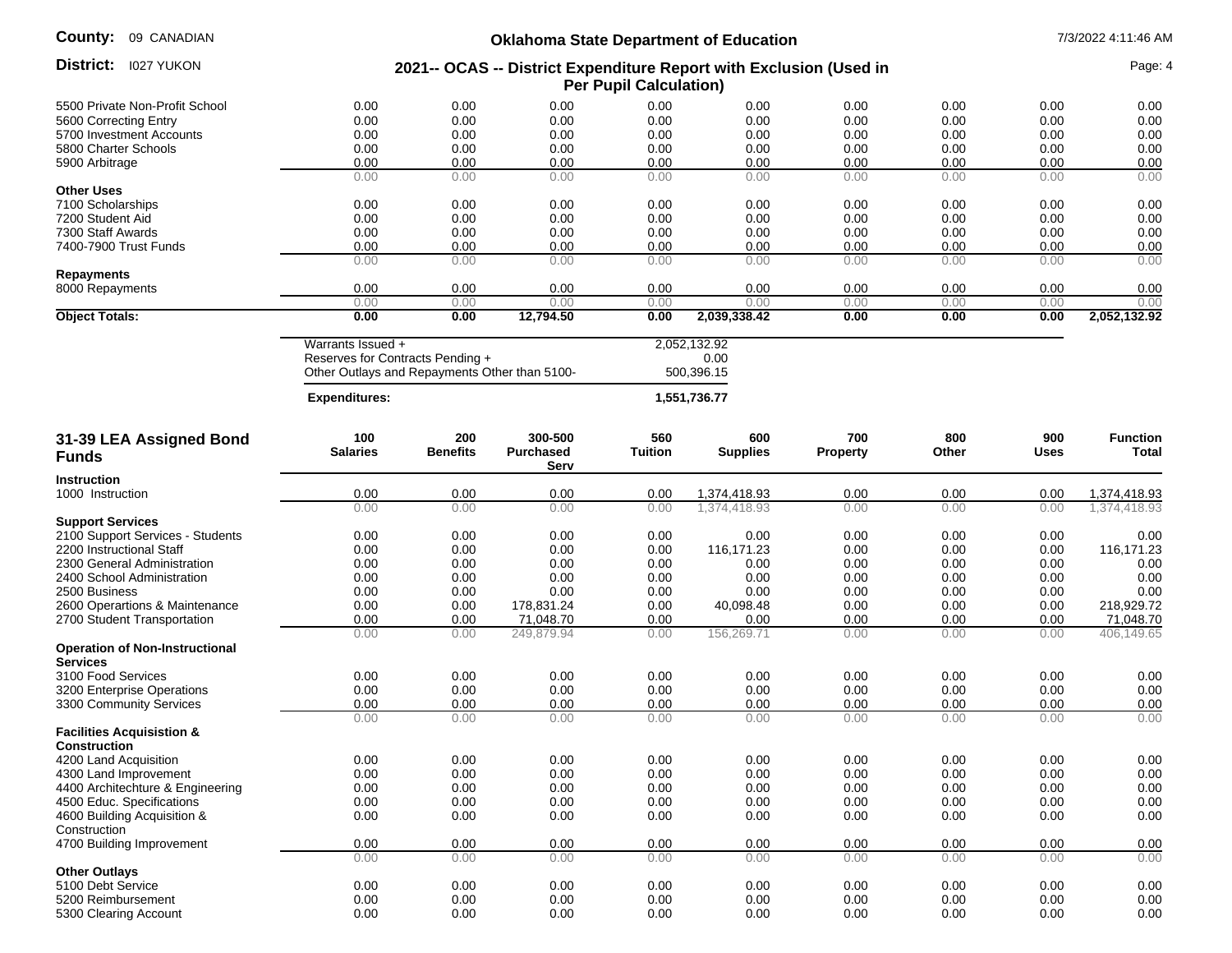| | | | | | | | | | |
|---|---|---|---|---|---|---|---|---|---|
| 5500 Private Non-Profit School | 0.00 | 0.00 | 0.00 | 0.00 | 0.00 | 0.00 | 0.00 | 0.00 | 0.00 |
| 5600 Correcting Entry | 0.00 | 0.00 | 0.00 | 0.00 | 0.00 | 0.00 | 0.00 | 0.00 | 0.00 |
| 5700 Investment Accounts | 0.00 | 0.00 | 0.00 | 0.00 | 0.00 | 0.00 | 0.00 | 0.00 | 0.00 |
| 5800 Charter Schools | 0.00 | 0.00 | 0.00 | 0.00 | 0.00 | 0.00 | 0.00 | 0.00 | 0.00 |
| 5900 Arbitrage | 0.00 | 0.00 | 0.00 | 0.00 | 0.00 | 0.00 | 0.00 | 0.00 | 0.00 |
| | 0.00 | 0.00 | 0.00 | 0.00 | 0.00 | 0.00 | 0.00 | 0.00 | 0.00 |
| **Other Uses** | | | | | | | | | |
| 7100 Scholarships | 0.00 | 0.00 | 0.00 | 0.00 | 0.00 | 0.00 | 0.00 | 0.00 | 0.00 |
| 7200 Student Aid | 0.00 | 0.00 | 0.00 | 0.00 | 0.00 | 0.00 | 0.00 | 0.00 | 0.00 |
| 7300 Staff Awards | 0.00 | 0.00 | 0.00 | 0.00 | 0.00 | 0.00 | 0.00 | 0.00 | 0.00 |
| 7400-7900 Trust Funds | 0.00 | 0.00 | 0.00 | 0.00 | 0.00 | 0.00 | 0.00 | 0.00 | 0.00 |
| | 0.00 | 0.00 | 0.00 | 0.00 | 0.00 | 0.00 | 0.00 | 0.00 | 0.00 |
| **Repayments** | | | | | | | | | |
| 8000 Repayments | 0.00 | 0.00 | 0.00 | 0.00 | 0.00 | 0.00 | 0.00 | 0.00 | 0.00 |
| | 0.00 | 0.00 | 0.00 | 0.00 | 0.00 | 0.00 | 0.00 | 0.00 | 0.00 |
| **Object Totals:** | **0.00** | **0.00** | **12,794.50** | **0.00** | **2,039,338.42** | **0.00** | **0.00** | **0.00** | **2,052,132.92** |

| | |
|---|---|
| Warrants Issued + | 2,052,132.92 |
| Reserves for Contracts Pending + | 0.00 |
| Other Outlays and Repayments Other than 5100- | 500,396.15 |
| **Expenditures:** | **1,551,736.77** |

| 31-39 LEA Assigned Bond Funds | 100 Salaries | 200 Benefits | 300-500 Purchased Serv | 560 Tuition | 600 Supplies | 700 Property | 800 Other | 900 Uses | Function Total |
|---|---|---|---|---|---|---|---|---|---|
| **Instruction** | | | | | | | | | |
| 1000 Instruction | 0.00 | 0.00 | 0.00 | 0.00 | 1,374,418.93 | 0.00 | 0.00 | 0.00 | 1,374,418.93 |
| | 0.00 | 0.00 | 0.00 | 0.00 | 1,374,418.93 | 0.00 | 0.00 | 0.00 | 1,374,418.93 |
| **Support Services** | | | | | | | | | |
| 2100 Support Services - Students | 0.00 | 0.00 | 0.00 | 0.00 | 0.00 | 0.00 | 0.00 | 0.00 | 0.00 |
| 2200 Instructional Staff | 0.00 | 0.00 | 0.00 | 0.00 | 116,171.23 | 0.00 | 0.00 | 0.00 | 116,171.23 |
| 2300 General Administration | 0.00 | 0.00 | 0.00 | 0.00 | 0.00 | 0.00 | 0.00 | 0.00 | 0.00 |
| 2400 School Administration | 0.00 | 0.00 | 0.00 | 0.00 | 0.00 | 0.00 | 0.00 | 0.00 | 0.00 |
| 2500 Business | 0.00 | 0.00 | 0.00 | 0.00 | 0.00 | 0.00 | 0.00 | 0.00 | 0.00 |
| 2600 Operartions & Maintenance | 0.00 | 0.00 | 178,831.24 | 0.00 | 40,098.48 | 0.00 | 0.00 | 0.00 | 218,929.72 |
| 2700 Student Transportation | 0.00 | 0.00 | 71,048.70 | 0.00 | 0.00 | 0.00 | 0.00 | 0.00 | 71,048.70 |
| | 0.00 | 0.00 | 249,879.94 | 0.00 | 156,269.71 | 0.00 | 0.00 | 0.00 | 406,149.65 |
| **Operation of Non-Instructional Services** | | | | | | | | | |
| 3100 Food Services | 0.00 | 0.00 | 0.00 | 0.00 | 0.00 | 0.00 | 0.00 | 0.00 | 0.00 |
| 3200 Enterprise Operations | 0.00 | 0.00 | 0.00 | 0.00 | 0.00 | 0.00 | 0.00 | 0.00 | 0.00 |
| 3300 Community Services | 0.00 | 0.00 | 0.00 | 0.00 | 0.00 | 0.00 | 0.00 | 0.00 | 0.00 |
| | 0.00 | 0.00 | 0.00 | 0.00 | 0.00 | 0.00 | 0.00 | 0.00 | 0.00 |
| **Facilities Acquisistion & Construction** | | | | | | | | | |
| 4200 Land Acquisition | 0.00 | 0.00 | 0.00 | 0.00 | 0.00 | 0.00 | 0.00 | 0.00 | 0.00 |
| 4300 Land Improvement | 0.00 | 0.00 | 0.00 | 0.00 | 0.00 | 0.00 | 0.00 | 0.00 | 0.00 |
| 4400 Architechture & Engineering | 0.00 | 0.00 | 0.00 | 0.00 | 0.00 | 0.00 | 0.00 | 0.00 | 0.00 |
| 4500 Educ. Specifications | 0.00 | 0.00 | 0.00 | 0.00 | 0.00 | 0.00 | 0.00 | 0.00 | 0.00 |
| 4600 Building Acquisition & Construction | 0.00 | 0.00 | 0.00 | 0.00 | 0.00 | 0.00 | 0.00 | 0.00 | 0.00 |
| 4700 Building Improvement | 0.00 | 0.00 | 0.00 | 0.00 | 0.00 | 0.00 | 0.00 | 0.00 | 0.00 |
| | 0.00 | 0.00 | 0.00 | 0.00 | 0.00 | 0.00 | 0.00 | 0.00 | 0.00 |
| **Other Outlays** | | | | | | | | | |
| 5100 Debt Service | 0.00 | 0.00 | 0.00 | 0.00 | 0.00 | 0.00 | 0.00 | 0.00 | 0.00 |
| 5200 Reimbursement | 0.00 | 0.00 | 0.00 | 0.00 | 0.00 | 0.00 | 0.00 | 0.00 | 0.00 |
| 5300 Clearing Account | 0.00 | 0.00 | 0.00 | 0.00 | 0.00 | 0.00 | 0.00 | 0.00 | 0.00 |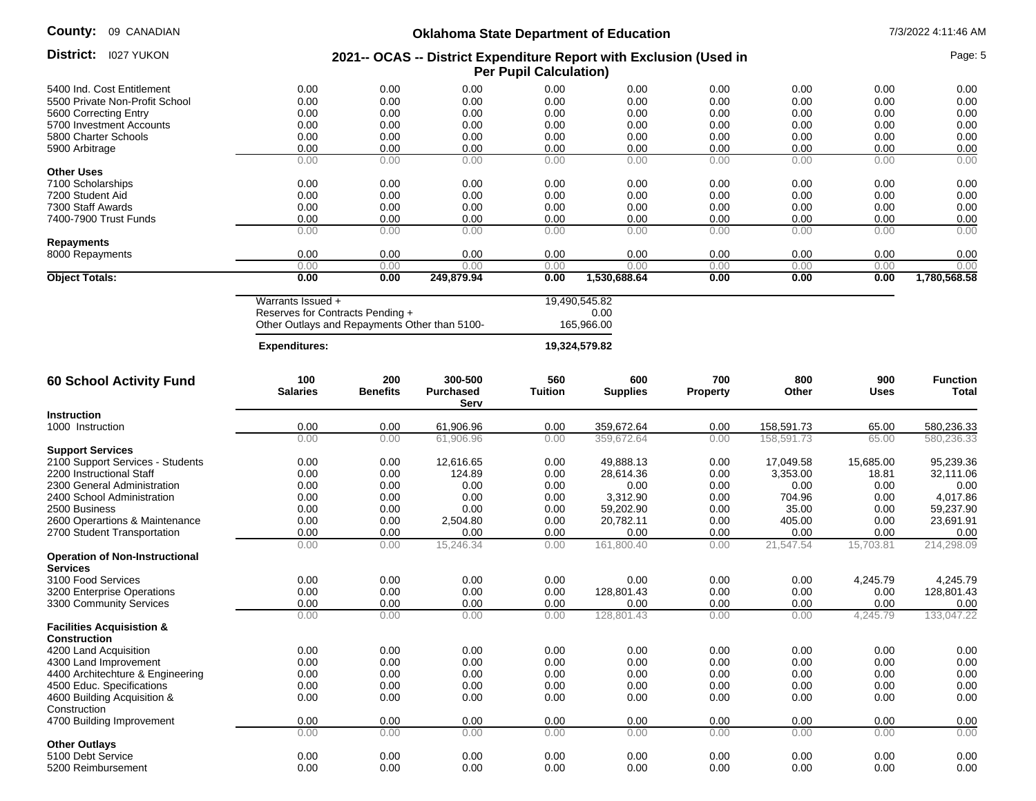| | 100 Salaries | 200 Benefits | 300-500 Purchased Serv | 560 Tuition | 600 Supplies | 700 Property | 800 Other | 900 Uses | Function Total |
|---|---|---|---|---|---|---|---|---|---|
| 5400 Ind. Cost Entitlement | 0.00 | 0.00 | 0.00 | 0.00 | 0.00 | 0.00 | 0.00 | 0.00 | 0.00 |
| 5500 Private Non-Profit School | 0.00 | 0.00 | 0.00 | 0.00 | 0.00 | 0.00 | 0.00 | 0.00 | 0.00 |
| 5600 Correcting Entry | 0.00 | 0.00 | 0.00 | 0.00 | 0.00 | 0.00 | 0.00 | 0.00 | 0.00 |
| 5700 Investment Accounts | 0.00 | 0.00 | 0.00 | 0.00 | 0.00 | 0.00 | 0.00 | 0.00 | 0.00 |
| 5800 Charter Schools | 0.00 | 0.00 | 0.00 | 0.00 | 0.00 | 0.00 | 0.00 | 0.00 | 0.00 |
| 5900 Arbitrage | 0.00 | 0.00 | 0.00 | 0.00 | 0.00 | 0.00 | 0.00 | 0.00 | 0.00 |
| | 0.00 | 0.00 | 0.00 | 0.00 | 0.00 | 0.00 | 0.00 | 0.00 | 0.00 |
| **Other Uses** | | | | | | | | | |
| 7100 Scholarships | 0.00 | 0.00 | 0.00 | 0.00 | 0.00 | 0.00 | 0.00 | 0.00 | 0.00 |
| 7200 Student Aid | 0.00 | 0.00 | 0.00 | 0.00 | 0.00 | 0.00 | 0.00 | 0.00 | 0.00 |
| 7300 Staff Awards | 0.00 | 0.00 | 0.00 | 0.00 | 0.00 | 0.00 | 0.00 | 0.00 | 0.00 |
| 7400-7900 Trust Funds | 0.00 | 0.00 | 0.00 | 0.00 | 0.00 | 0.00 | 0.00 | 0.00 | 0.00 |
| | 0.00 | 0.00 | 0.00 | 0.00 | 0.00 | 0.00 | 0.00 | 0.00 | 0.00 |
| **Repayments** | | | | | | | | | |
| 8000 Repayments | 0.00 | 0.00 | 0.00 | 0.00 | 0.00 | 0.00 | 0.00 | 0.00 | 0.00 |
| | 0.00 | 0.00 | 0.00 | 0.00 | 0.00 | 0.00 | 0.00 | 0.00 | 0.00 |
| **Object Totals:** | **0.00** | **0.00** | **249,879.94** | **0.00** | **1,530,688.64** | **0.00** | **0.00** | **0.00** | **1,780,568.58** |

| | |
|---|---|
| Warrants Issued + | 19,490,545.82 |
| Reserves for Contracts Pending + | 0.00 |
| Other Outlays and Repayments Other than 5100- | 165,966.00 |
| **Expenditures:** | **19,324,579.82** |

## 60 School Activity Fund

| | 100 Salaries | 200 Benefits | 300-500 Purchased Serv | 560 Tuition | 600 Supplies | 700 Property | 800 Other | 900 Uses | Function Total |
|---|---|---|---|---|---|---|---|---|---|
| **Instruction** | | | | | | | | | |
| 1000 Instruction | 0.00 | 0.00 | 61,906.96 | 0.00 | 359,672.64 | 0.00 | 158,591.73 | 65.00 | 580,236.33 |
| | 0.00 | 0.00 | 61,906.96 | 0.00 | 359,672.64 | 0.00 | 158,591.73 | 65.00 | 580,236.33 |
| **Support Services** | | | | | | | | | |
| 2100 Support Services - Students | 0.00 | 0.00 | 12,616.65 | 0.00 | 49,888.13 | 0.00 | 17,049.58 | 15,685.00 | 95,239.36 |
| 2200 Instructional Staff | 0.00 | 0.00 | 124.89 | 0.00 | 28,614.36 | 0.00 | 3,353.00 | 18.81 | 32,111.06 |
| 2300 General Administration | 0.00 | 0.00 | 0.00 | 0.00 | 0.00 | 0.00 | 0.00 | 0.00 | 0.00 |
| 2400 School Administration | 0.00 | 0.00 | 0.00 | 0.00 | 3,312.90 | 0.00 | 704.96 | 0.00 | 4,017.86 |
| 2500 Business | 0.00 | 0.00 | 0.00 | 0.00 | 59,202.90 | 0.00 | 35.00 | 0.00 | 59,237.90 |
| 2600 Operartions & Maintenance | 0.00 | 0.00 | 2,504.80 | 0.00 | 20,782.11 | 0.00 | 405.00 | 0.00 | 23,691.91 |
| 2700 Student Transportation | 0.00 | 0.00 | 0.00 | 0.00 | 0.00 | 0.00 | 0.00 | 0.00 | 0.00 |
| | 0.00 | 0.00 | 15,246.34 | 0.00 | 161,800.40 | 0.00 | 21,547.54 | 15,703.81 | 214,298.09 |
| **Operation of Non-Instructional Services** | | | | | | | | | |
| 3100 Food Services | 0.00 | 0.00 | 0.00 | 0.00 | 0.00 | 0.00 | 0.00 | 4,245.79 | 4,245.79 |
| 3200 Enterprise Operations | 0.00 | 0.00 | 0.00 | 0.00 | 128,801.43 | 0.00 | 0.00 | 0.00 | 128,801.43 |
| 3300 Community Services | 0.00 | 0.00 | 0.00 | 0.00 | 0.00 | 0.00 | 0.00 | 0.00 | 0.00 |
| | 0.00 | 0.00 | 0.00 | 0.00 | 128,801.43 | 0.00 | 0.00 | 4,245.79 | 133,047.22 |
| **Facilities Acquisistion & Construction** | | | | | | | | | |
| 4200 Land Acquisition | 0.00 | 0.00 | 0.00 | 0.00 | 0.00 | 0.00 | 0.00 | 0.00 | 0.00 |
| 4300 Land Improvement | 0.00 | 0.00 | 0.00 | 0.00 | 0.00 | 0.00 | 0.00 | 0.00 | 0.00 |
| 4400 Architechture & Engineering | 0.00 | 0.00 | 0.00 | 0.00 | 0.00 | 0.00 | 0.00 | 0.00 | 0.00 |
| 4500 Educ. Specifications | 0.00 | 0.00 | 0.00 | 0.00 | 0.00 | 0.00 | 0.00 | 0.00 | 0.00 |
| 4600 Building Acquisition & Construction | 0.00 | 0.00 | 0.00 | 0.00 | 0.00 | 0.00 | 0.00 | 0.00 | 0.00 |
| 4700 Building Improvement | 0.00 | 0.00 | 0.00 | 0.00 | 0.00 | 0.00 | 0.00 | 0.00 | 0.00 |
| | 0.00 | 0.00 | 0.00 | 0.00 | 0.00 | 0.00 | 0.00 | 0.00 | 0.00 |
| **Other Outlays** | | | | | | | | | |
| 5100 Debt Service | 0.00 | 0.00 | 0.00 | 0.00 | 0.00 | 0.00 | 0.00 | 0.00 | 0.00 |
| 5200 Reimbursement | 0.00 | 0.00 | 0.00 | 0.00 | 0.00 | 0.00 | 0.00 | 0.00 | 0.00 |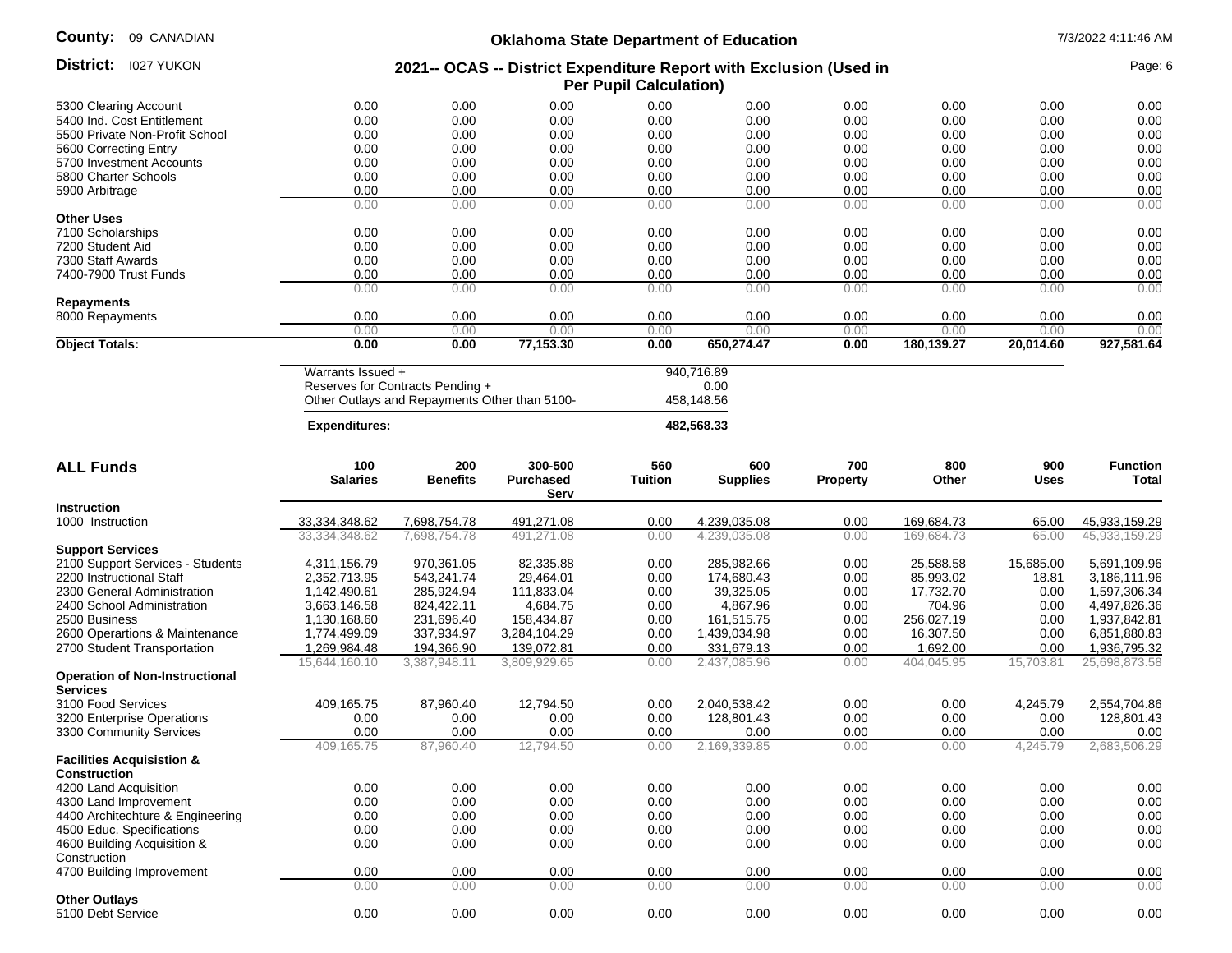| | | | | | | | | | |
|---|---|---|---|---|---|---|---|---|---|
| 5300 Clearing Account | 0.00 | 0.00 | 0.00 | 0.00 | 0.00 | 0.00 | 0.00 | 0.00 | 0.00 |
| 5400 Ind. Cost Entitlement | 0.00 | 0.00 | 0.00 | 0.00 | 0.00 | 0.00 | 0.00 | 0.00 | 0.00 |
| 5500 Private Non-Profit School | 0.00 | 0.00 | 0.00 | 0.00 | 0.00 | 0.00 | 0.00 | 0.00 | 0.00 |
| 5600 Correcting Entry | 0.00 | 0.00 | 0.00 | 0.00 | 0.00 | 0.00 | 0.00 | 0.00 | 0.00 |
| 5700 Investment Accounts | 0.00 | 0.00 | 0.00 | 0.00 | 0.00 | 0.00 | 0.00 | 0.00 | 0.00 |
| 5800 Charter Schools | 0.00 | 0.00 | 0.00 | 0.00 | 0.00 | 0.00 | 0.00 | 0.00 | 0.00 |
| 5900 Arbitrage | 0.00 | 0.00 | 0.00 | 0.00 | 0.00 | 0.00 | 0.00 | 0.00 | 0.00 |
| | 0.00 | 0.00 | 0.00 | 0.00 | 0.00 | 0.00 | 0.00 | 0.00 | 0.00 |
| **Other Uses** | | | | | | | | | |
| 7100 Scholarships | 0.00 | 0.00 | 0.00 | 0.00 | 0.00 | 0.00 | 0.00 | 0.00 | 0.00 |
| 7200 Student Aid | 0.00 | 0.00 | 0.00 | 0.00 | 0.00 | 0.00 | 0.00 | 0.00 | 0.00 |
| 7300 Staff Awards | 0.00 | 0.00 | 0.00 | 0.00 | 0.00 | 0.00 | 0.00 | 0.00 | 0.00 |
| 7400-7900 Trust Funds | 0.00 | 0.00 | 0.00 | 0.00 | 0.00 | 0.00 | 0.00 | 0.00 | 0.00 |
| | 0.00 | 0.00 | 0.00 | 0.00 | 0.00 | 0.00 | 0.00 | 0.00 | 0.00 |
| **Repayments** | | | | | | | | | |
| 8000 Repayments | 0.00 | 0.00 | 0.00 | 0.00 | 0.00 | 0.00 | 0.00 | 0.00 | 0.00 |
| | 0.00 | 0.00 | 0.00 | 0.00 | 0.00 | 0.00 | 0.00 | 0.00 | 0.00 |
| **Object Totals:** | **0.00** | **0.00** | **77,153.30** | **0.00** | **650,274.47** | **0.00** | **180,139.27** | **20,014.60** | **927,581.64** |

| | |
|---|---|
| Warrants Issued + | 940,716.89 |
| Reserves for Contracts Pending + | 0.00 |
| Other Outlays and Repayments Other than 5100- | 458,148.56 |
| **Expenditures:** | **482,568.33** |

| **ALL Funds** | 100 Salaries | 200 Benefits | 300-500 Purchased Serv | 560 Tuition | 600 Supplies | 700 Property | 800 Other | 900 Uses | Function Total |
|---|---|---|---|---|---|---|---|---|---|
| **Instruction** | | | | | | | | | |
| 1000 Instruction | 33,334,348.62 | 7,698,754.78 | 491,271.08 | 0.00 | 4,239,035.08 | 0.00 | 169,684.73 | 65.00 | 45,933,159.29 |
| | 33,334,348.62 | 7,698,754.78 | 491,271.08 | 0.00 | 4,239,035.08 | 0.00 | 169,684.73 | 65.00 | 45,933,159.29 |
| **Support Services** | | | | | | | | | |
| 2100 Support Services - Students | 4,311,156.79 | 970,361.05 | 82,335.88 | 0.00 | 285,982.66 | 0.00 | 25,588.58 | 15,685.00 | 5,691,109.96 |
| 2200 Instructional Staff | 2,352,713.95 | 543,241.74 | 29,464.01 | 0.00 | 174,680.43 | 0.00 | 85,993.02 | 18.81 | 3,186,111.96 |
| 2300 General Administration | 1,142,490.61 | 285,924.94 | 111,833.04 | 0.00 | 39,325.05 | 0.00 | 17,732.70 | 0.00 | 1,597,306.34 |
| 2400 School Administration | 3,663,146.58 | 824,422.11 | 4,684.75 | 0.00 | 4,867.96 | 0.00 | 704.96 | 0.00 | 4,497,826.36 |
| 2500 Business | 1,130,168.60 | 231,696.40 | 158,434.87 | 0.00 | 161,515.75 | 0.00 | 256,027.19 | 0.00 | 1,937,842.81 |
| 2600 Operartions & Maintenance | 1,774,499.09 | 337,934.97 | 3,284,104.29 | 0.00 | 1,439,034.98 | 0.00 | 16,307.50 | 0.00 | 6,851,880.83 |
| 2700 Student Transportation | 1,269,984.48 | 194,366.90 | 139,072.81 | 0.00 | 331,679.13 | 0.00 | 1,692.00 | 0.00 | 1,936,795.32 |
| | 15,644,160.10 | 3,387,948.11 | 3,809,929.65 | 0.00 | 2,437,085.96 | 0.00 | 404,045.95 | 15,703.81 | 25,698,873.58 |
| **Operation of Non-Instructional Services** | | | | | | | | | |
| 3100 Food Services | 409,165.75 | 87,960.40 | 12,794.50 | 0.00 | 2,040,538.42 | 0.00 | 0.00 | 4,245.79 | 2,554,704.86 |
| 3200 Enterprise Operations | 0.00 | 0.00 | 0.00 | 0.00 | 128,801.43 | 0.00 | 0.00 | 0.00 | 128,801.43 |
| 3300 Community Services | 0.00 | 0.00 | 0.00 | 0.00 | 0.00 | 0.00 | 0.00 | 0.00 | 0.00 |
| | 409,165.75 | 87,960.40 | 12,794.50 | 0.00 | 2,169,339.85 | 0.00 | 0.00 | 4,245.79 | 2,683,506.29 |
| **Facilities Acquisistion & Construction** | | | | | | | | | |
| 4200 Land Acquisition | 0.00 | 0.00 | 0.00 | 0.00 | 0.00 | 0.00 | 0.00 | 0.00 | 0.00 |
| 4300 Land Improvement | 0.00 | 0.00 | 0.00 | 0.00 | 0.00 | 0.00 | 0.00 | 0.00 | 0.00 |
| 4400 Architechture & Engineering | 0.00 | 0.00 | 0.00 | 0.00 | 0.00 | 0.00 | 0.00 | 0.00 | 0.00 |
| 4500 Educ. Specifications | 0.00 | 0.00 | 0.00 | 0.00 | 0.00 | 0.00 | 0.00 | 0.00 | 0.00 |
| 4600 Building Acquisition & Construction | 0.00 | 0.00 | 0.00 | 0.00 | 0.00 | 0.00 | 0.00 | 0.00 | 0.00 |
| 4700 Building Improvement | 0.00 | 0.00 | 0.00 | 0.00 | 0.00 | 0.00 | 0.00 | 0.00 | 0.00 |
| | 0.00 | 0.00 | 0.00 | 0.00 | 0.00 | 0.00 | 0.00 | 0.00 | 0.00 |
| **Other Outlays** | | | | | | | | | |
| 5100 Debt Service | 0.00 | 0.00 | 0.00 | 0.00 | 0.00 | 0.00 | 0.00 | 0.00 | 0.00 |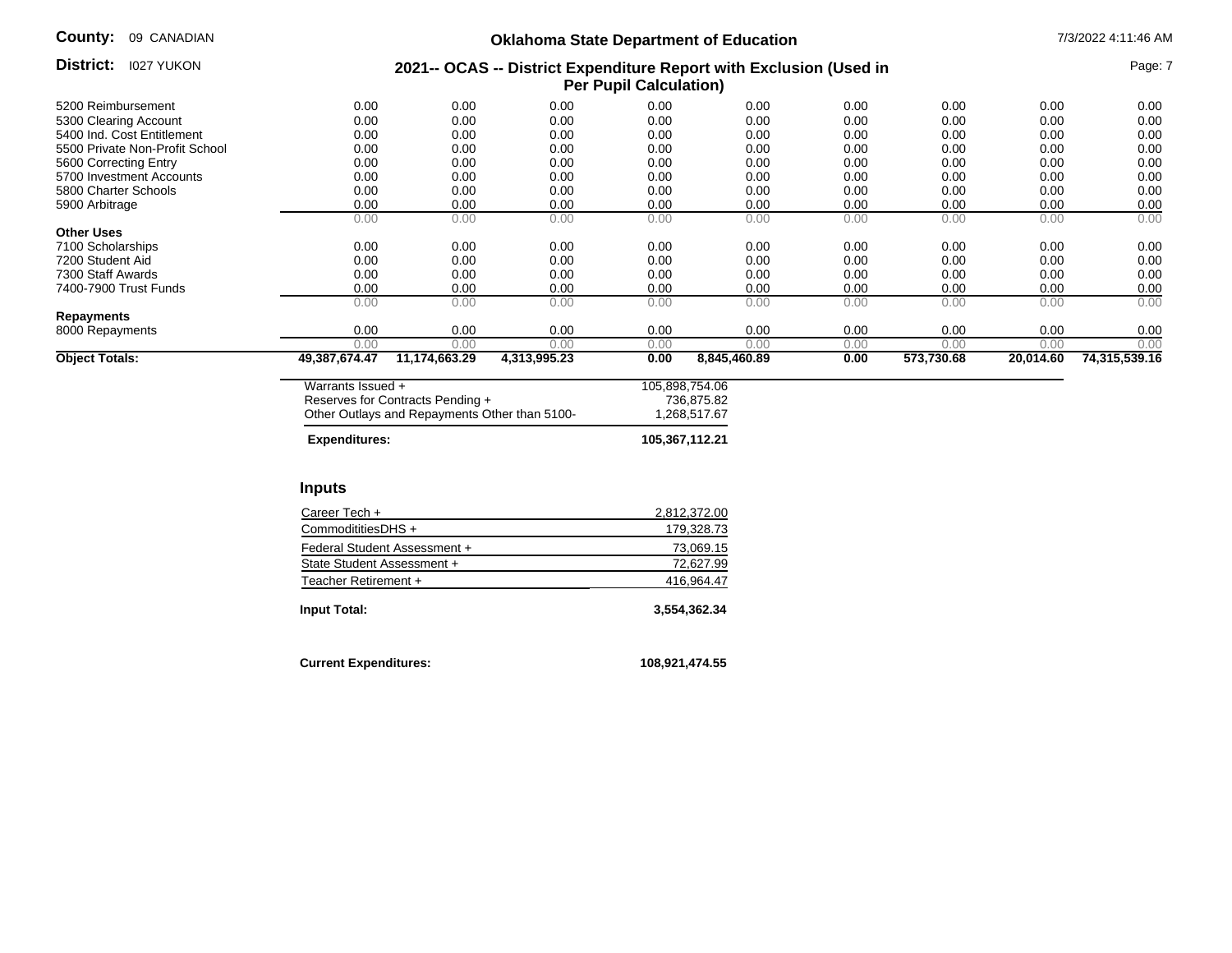# Oklahoma State Department of Education

**County:** 09 CANADIAN

**District:** I027 YUKON

## 2021-- OCAS -- District Expenditure Report with Exclusion (Used in Per Pupil Calculation)

| | | | | | | | | | |
|---|---|---|---|---|---|---|---|---|---|
| 5200 Reimbursement | 0.00 | 0.00 | 0.00 | 0.00 | 0.00 | 0.00 | 0.00 | 0.00 | 0.00 |
| 5300 Clearing Account | 0.00 | 0.00 | 0.00 | 0.00 | 0.00 | 0.00 | 0.00 | 0.00 | 0.00 |
| 5400 Ind. Cost Entitlement | 0.00 | 0.00 | 0.00 | 0.00 | 0.00 | 0.00 | 0.00 | 0.00 | 0.00 |
| 5500 Private Non-Profit School | 0.00 | 0.00 | 0.00 | 0.00 | 0.00 | 0.00 | 0.00 | 0.00 | 0.00 |
| 5600 Correcting Entry | 0.00 | 0.00 | 0.00 | 0.00 | 0.00 | 0.00 | 0.00 | 0.00 | 0.00 |
| 5700 Investment Accounts | 0.00 | 0.00 | 0.00 | 0.00 | 0.00 | 0.00 | 0.00 | 0.00 | 0.00 |
| 5800 Charter Schools | 0.00 | 0.00 | 0.00 | 0.00 | 0.00 | 0.00 | 0.00 | 0.00 | 0.00 |
| 5900 Arbitrage | 0.00 | 0.00 | 0.00 | 0.00 | 0.00 | 0.00 | 0.00 | 0.00 | 0.00 |
| | 0.00 | 0.00 | 0.00 | 0.00 | 0.00 | 0.00 | 0.00 | 0.00 | 0.00 |
| **Other Uses** | | | | | | | | | |
| 7100 Scholarships | 0.00 | 0.00 | 0.00 | 0.00 | 0.00 | 0.00 | 0.00 | 0.00 | 0.00 |
| 7200 Student Aid | 0.00 | 0.00 | 0.00 | 0.00 | 0.00 | 0.00 | 0.00 | 0.00 | 0.00 |
| 7300 Staff Awards | 0.00 | 0.00 | 0.00 | 0.00 | 0.00 | 0.00 | 0.00 | 0.00 | 0.00 |
| 7400-7900 Trust Funds | 0.00 | 0.00 | 0.00 | 0.00 | 0.00 | 0.00 | 0.00 | 0.00 | 0.00 |
| | 0.00 | 0.00 | 0.00 | 0.00 | 0.00 | 0.00 | 0.00 | 0.00 | 0.00 |
| **Repayments** | | | | | | | | | |
| 8000 Repayments | 0.00 | 0.00 | 0.00 | 0.00 | 0.00 | 0.00 | 0.00 | 0.00 | 0.00 |
| | 0.00 | 0.00 | 0.00 | 0.00 | 0.00 | 0.00 | 0.00 | 0.00 | 0.00 |
| **Object Totals:** | **49,387,674.47** | **11,174,663.29** | **4,313,995.23** | **0.00** | **8,845,460.89** | **0.00** | **573,730.68** | **20,014.60** | **74,315,539.16** |

| | |
|---|---|
| Warrants Issued + | 105,898,754.06 |
| Reserves for Contracts Pending + | 736,875.82 |
| Other Outlays and Repayments Other than 5100- | 1,268,517.67 |
| **Expenditures:** | **105,367,112.21** |

### Inputs

| | |
|---|---|
| Career Tech + | 2,812,372.00 |
| CommodititiesDHS + | 179,328.73 |
| Federal Student Assessment + | 73,069.15 |
| State Student Assessment + | 72,627.99 |
| Teacher Retirement + | 416,964.47 |
| **Input Total:** | **3,554,362.34** |

| | |
|---|---|
| **Current Expenditures:** | **108,921,474.55** |